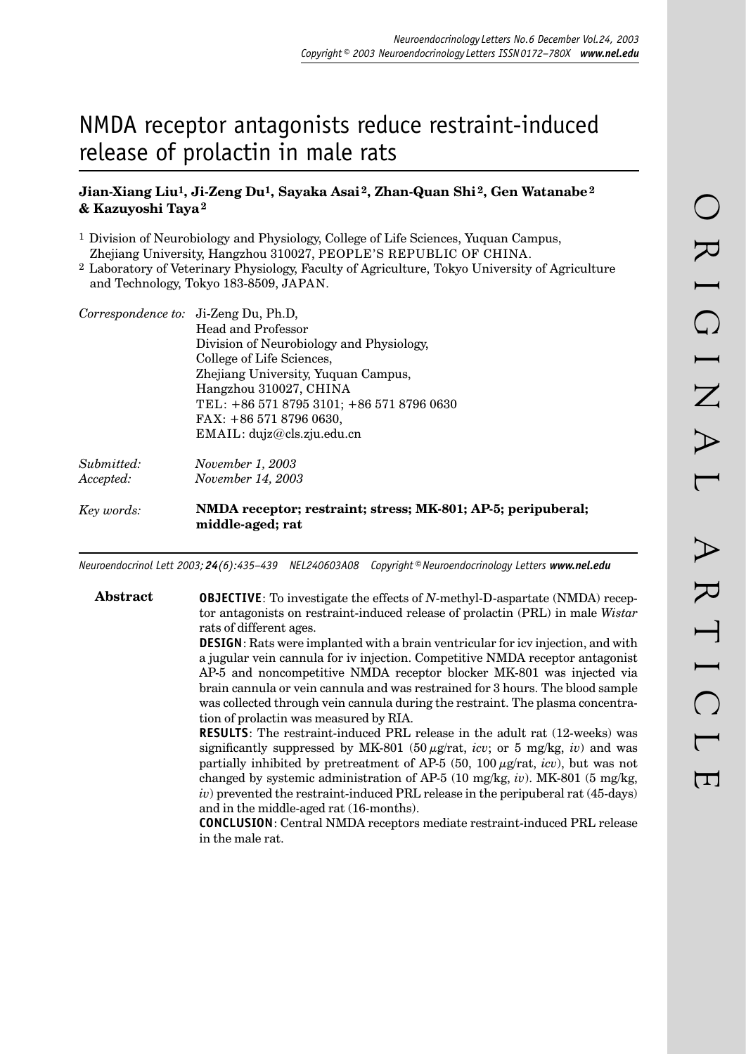# NMDA receptor antagonists reduce restraint-induced release of prolactin in male rats

**Jian-Xiang Liu[1], Ji-Zeng Du[1], Sayaka Asai[2], Zhan-Quan Shi[2], Gen Watanabe[2] & Kazuyoshi Taya[2]**

[1] Division of Neurobiology and Physiology, College of Life Sciences, Yuquan Campus, Zhejiang University, Hangzhou 310027, PEOPLE'S REPUBLIC OF CHINA.

[2] Laboratory of Veterinary Physiology, Faculty of Agriculture, Tokyo University of Agriculture and Technology, Tokyo 183-8509, JAPAN.

*Correspondence to:* Ji-Zeng Du, Ph.D,
Head and Professor
Division of Neurobiology and Physiology,
College of Life Sciences,
Zhejiang University, Yuquan Campus,
Hangzhou 310027, CHINA
TEL: +86 571 8795 3101; +86 571 8796 0630
FAX: +86 571 8796 0630,
EMAIL: dujz@cls.zju.edu.cn

*Submitted:* *November 1, 2003*
*Accepted:* *November 14, 2003*

*Key words:* **NMDA receptor; restraint; stress; MK-801; AP-5; peripuberal; middle-aged; rat**

*Neuroendocrinol Lett 2003;* ***24****(6):435–439 NEL240603A08 Copyright © Neuroendocrinology Letters* ***www.nel.edu***

## Abstract

**OBJECTIVE**: To investigate the effects of *N*-methyl-D-aspartate (NMDA) receptor antagonists on restraint-induced release of prolactin (PRL) in male *Wistar* rats of different ages.

**DESIGN**: Rats were implanted with a brain ventricular for icv injection, and with a jugular vein cannula for iv injection. Competitive NMDA receptor antagonist AP-5 and noncompetitive NMDA receptor blocker MK-801 was injected via brain cannula or vein cannula and was restrained for 3 hours. The blood sample was collected through vein cannula during the restraint. The plasma concentration of prolactin was measured by RIA.

**RESULTS**: The restraint-induced PRL release in the adult rat (12-weeks) was significantly suppressed by MK-801 (50 $\mu$g/rat, *icv*; or 5 mg/kg, *iv*) and was partially inhibited by pretreatment of AP-5 (50, 100 $\mu$g/rat, *icv*), but was not changed by systemic administration of AP-5 (10 mg/kg, *iv*). MK-801 (5 mg/kg, *iv*) prevented the restraint-induced PRL release in the peripuberal rat (45-days) and in the middle-aged rat (16-months).

**CONCLUSION**: Central NMDA receptors mediate restraint-induced PRL release in the male rat.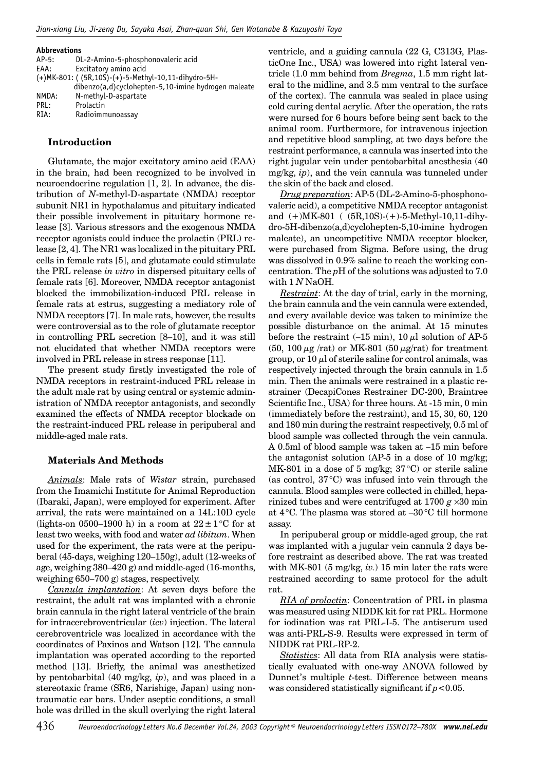**Abbreviations**

AP-5: DL-2-Amino-5-phosphonovaleric acid
EAA: Excitatory amino acid
(+)MK-801: ( (5R,10S)-(+)-5-Methyl-10,11-dihydro-5H-dibenzo(a,d)cyclohepten-5,10-imine hydrogen maleate
NMDA: N-methyl-D-aspartate
PRL: Prolactin
RIA: Radioimmunoassay

## Introduction

Glutamate, the major excitatory amino acid (EAA) in the brain, had been recognized to be involved in neuroendocrine regulation [1, 2]. In advance, the distribution of *N*-methyl-D-aspartate (NMDA) receptor subunit NR1 in hypothalamus and pituitary indicated their possible involvement in pituitary hormone release [3]. Various stressors and the exogenous NMDA receptor agonists could induce the prolactin (PRL) release [2, 4]. The NR1 was localized in the pituitary PRL cells in female rats [5], and glutamate could stimulate the PRL release *in vitro* in dispersed pituitary cells of female rats [6]. Moreover, NMDA receptor antagonist blocked the immobilization-induced PRL release in female rats at estrus, suggesting a mediatory role of NMDA receptors [7]. In male rats, however, the results were controversial as to the role of glutamate receptor in controlling PRL secretion [8–10], and it was still not elucidated that whether NMDA receptors were involved in PRL release in stress response [11].

The present study firstly investigated the role of NMDA receptors in restraint-induced PRL release in the adult male rat by using central or systemic administration of NMDA receptor antagonists, and secondly examined the effects of NMDA receptor blockade on the restraint-induced PRL release in peripuberal and middle-aged male rats.

## Materials And Methods

*Animals*: Male rats of *Wistar* strain, purchased from the Imamichi Institute for Animal Reproduction (Ibaraki, Japan), were employed for experiment. After arrival, the rats were maintained on a 14L:10D cycle (lights-on 0500–1900 h) in a room at $22 \pm 1\,^{\circ}C$ for at least two weeks, with food and water *ad libitum*. When used for the experiment, the rats were at the peripuberal (45-days, weighing 120–150g), adult (12-weeks of age, weighing 380–420 g) and middle-aged (16-months, weighing 650–700 g) stages, respectively.

*Cannula implantation*: At seven days before the restraint, the adult rat was implanted with a chronic brain cannula in the right lateral ventricle of the brain for intracerebroventricular (*icv*) injection. The lateral cerebroventricle was localized in accordance with the coordinates of Paxinos and Watson [12]. The cannula implantation was operated according to the reported method [13]. Briefly, the animal was anesthetized by pentobarbital (40 mg/kg, *ip*), and was placed in a stereotaxic frame (SR6, Narishige, Japan) using non-traumatic ear bars. Under aseptic conditions, a small hole was drilled in the skull overlying the right lateral ventricle, and a guiding cannula (22 G, C313G, PlasticOne Inc., USA) was lowered into right lateral ventricle (1.0 mm behind from *Bregma*, 1.5 mm right lateral to the midline, and 3.5 mm ventral to the surface of the cortex). The cannula was sealed in place using cold curing dental acrylic. After the operation, the rats were nursed for 6 hours before being sent back to the animal room. Furthermore, for intravenous injection and repetitive blood sampling, at two days before the restraint performance, a cannula was inserted into the right jugular vein under pentobarbital anesthesia (40 mg/kg, *ip*), and the vein cannula was tunneled under the skin of the back and closed.

*Drug preparation*: AP-5 (DL-2-Amino-5-phosphonovaleric acid), a competitive NMDA receptor antagonist and (+)MK-801 ( (5R,10S)-(+)-5-Methyl-10,11-dihydro-5H-dibenzo(a,d)cyclohepten-5,10-imine hydrogen maleate), an uncompetitive NMDA receptor blocker, were purchased from Sigma. Before using, the drug was dissolved in 0.9% saline to reach the working concentration. The *p*H of the solutions was adjusted to 7.0 with 1 *N* NaOH.

*Restraint*: At the day of trial, early in the morning, the brain cannula and the vein cannula were extended, and every available device was taken to minimize the possible disturbance on the animal. At 15 minutes before the restraint (–15 min), 10 $\mu$l solution of AP-5 (50, 100 $\mu$g /rat) or MK-801 (50 $\mu$g/rat) for treatment group, or 10 $\mu$l of sterile saline for control animals, was respectively injected through the brain cannula in 1.5 min. Then the animals were restrained in a plastic restrainer (DecapiCones Restrainer DC-200, Braintree Scientific Inc., USA) for three hours. At -15 min, 0 min (immediately before the restraint), and 15, 30, 60, 120 and 180 min during the restraint respectively, 0.5 ml of blood sample was collected through the vein cannula. A 0.5ml of blood sample was taken at –15 min before the antagonist solution (AP-5 in a dose of 10 mg/kg; MK-801 in a dose of 5 mg/kg; $37\,^{\circ}C$) or sterile saline (as control, $37\,^{\circ}C$) was infused into vein through the cannula. Blood samples were collected in chilled, heparinized tubes and were centrifuged at 1700 $g \times 30$ min at $4\,^{\circ}C$. The plasma was stored at $-30\,^{\circ}C$ till hormone assay.

In peripuberal group or middle-aged group, the rat was implanted with a jugular vein cannula 2 days before restraint as described above. The rat was treated with MK-801 (5 mg/kg, *iv.*) 15 min later the rats were restrained according to same protocol for the adult rat.

*RIA of prolactin*: Concentration of PRL in plasma was measured using NIDDK kit for rat PRL. Hormone for iodination was rat PRL-I-5. The antiserum used was anti-PRL-S-9. Results were expressed in term of NIDDK rat PRL-RP-2.

*Statistics*: All data from RIA analysis were statistically evaluated with one-way ANOVA followed by Dunnet's multiple *t*-test. Difference between means was considered statistically significant if $p < 0.05$.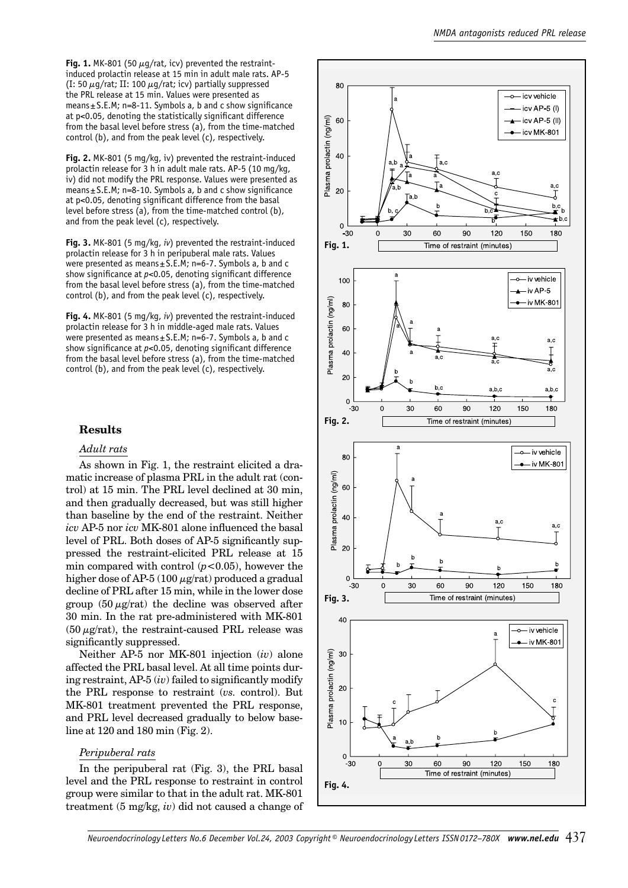**Fig. 1.** MK-801 (50 μg/rat, icv) prevented the restraint-induced prolactin release at 15 min in adult male rats. AP-5 (I: 50 μg/rat; II: 100 μg/rat; icv) partially suppressed the PRL release at 15 min. Values were presented as means ± S.E.M; n=8-11. Symbols a, b and c show significance at p<0.05, denoting the statistically significant difference from the basal level before stress (a), from the time-matched control (b), and from the peak level (c), respectively.

**Fig. 2.** MK-801 (5 mg/kg, iv) prevented the restraint-induced prolactin release for 3 h in adult male rats. AP-5 (10 mg/kg, iv) did not modify the PRL response. Values were presented as means ± S.E.M; n=8-10. Symbols a, b and c show significance at p<0.05, denoting significant difference from the basal level before stress (a), from the time-matched control (b), and from the peak level (c), respectively.

**Fig. 3.** MK-801 (5 mg/kg, *iv*) prevented the restraint-induced prolactin release for 3 h in peripuberal male rats. Values were presented as means ± S.E.M; n=6-7. Symbols a, b and c show significance at *p*<0.05, denoting significant difference from the basal level before stress (a), from the time-matched control (b), and from the peak level (c), respectively.

**Fig. 4.** MK-801 (5 mg/kg, *iv*) prevented the restraint-induced prolactin release for 3 h in middle-aged male rats. Values were presented as means ± S.E.M; n=6-7. Symbols a, b and c show significance at *p*<0.05, denoting significant difference from the basal level before stress (a), from the time-matched control (b), and from the peak level (c), respectively.

## Results

### *Adult rats*

As shown in Fig. 1, the restraint elicited a dramatic increase of plasma PRL in the adult rat (control) at 15 min. The PRL level declined at 30 min, and then gradually decreased, but was still higher than baseline by the end of the restraint. Neither *icv* AP-5 nor *icv* MK-801 alone influenced the basal level of PRL. Both doses of AP-5 significantly suppressed the restraint-elicited PRL release at 15 min compared with control ($p<0.05$), however the higher dose of AP-5 (100 μg/rat) produced a gradual decline of PRL after 15 min, while in the lower dose group (50 μg/rat) the decline was observed after 30 min. In the rat pre-administered with MK-801 (50 μg/rat), the restraint-caused PRL release was significantly suppressed.

Neither AP-5 nor MK-801 injection (*iv*) alone affected the PRL basal level. At all time points during restraint, AP-5 (*iv*) failed to significantly modify the PRL response to restraint (*vs.* control). But MK-801 treatment prevented the PRL response, and PRL level decreased gradually to below baseline at 120 and 180 min (Fig. 2).

### *Peripuberal rats*

In the peripuberal rat (Fig. 3), the PRL basal level and the PRL response to restraint in control group were similar to that in the adult rat. MK-801 treatment (5 mg/kg, *iv*) did not caused a change of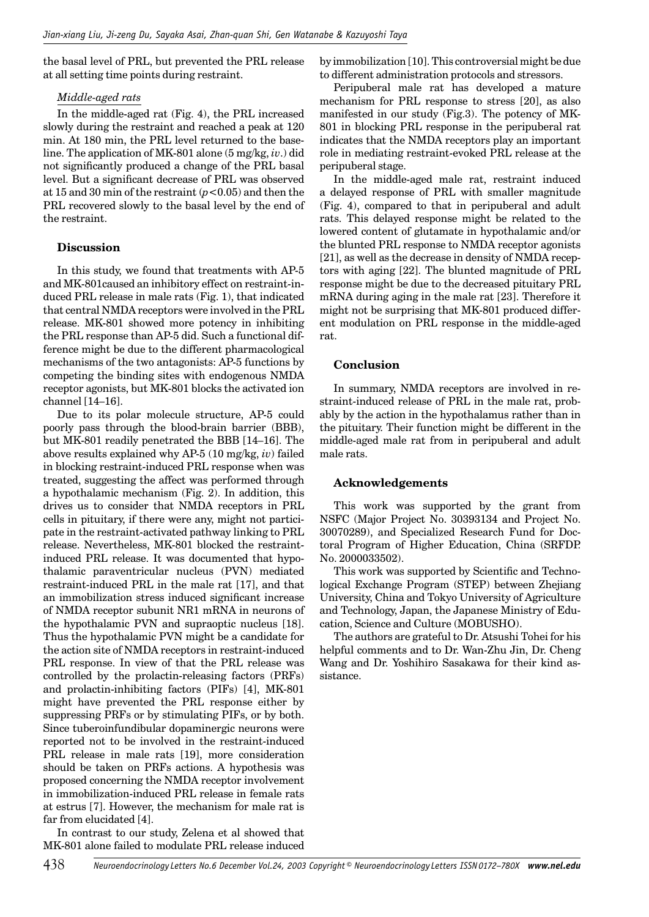the basal level of PRL, but prevented the PRL release at all setting time points during restraint.

*Middle-aged rats*

In the middle-aged rat (Fig. 4), the PRL increased slowly during the restraint and reached a peak at 120 min. At 180 min, the PRL level returned to the baseline. The application of MK-801 alone (5 mg/kg, *iv*.) did not significantly produced a change of the PRL basal level. But a significant decrease of PRL was observed at 15 and 30 min of the restraint ($p<0.05$) and then the PRL recovered slowly to the basal level by the end of the restraint.

## Discussion

In this study, we found that treatments with AP-5 and MK-801caused an inhibitory effect on restraint-induced PRL release in male rats (Fig. 1), that indicated that central NMDA receptors were involved in the PRL release. MK-801 showed more potency in inhibiting the PRL response than AP-5 did. Such a functional difference might be due to the different pharmacological mechanisms of the two antagonists: AP-5 functions by competing the binding sites with endogenous NMDA receptor agonists, but MK-801 blocks the activated ion channel [14–16].

Due to its polar molecule structure, AP-5 could poorly pass through the blood-brain barrier (BBB), but MK-801 readily penetrated the BBB [14–16]. The above results explained why AP-5 (10 mg/kg, *iv*) failed in blocking restraint-induced PRL response when was treated, suggesting the affect was performed through a hypothalamic mechanism (Fig. 2). In addition, this drives us to consider that NMDA receptors in PRL cells in pituitary, if there were any, might not participate in the restraint-activated pathway linking to PRL release. Nevertheless, MK-801 blocked the restraint-induced PRL release. It was documented that hypothalamic paraventricular nucleus (PVN) mediated restraint-induced PRL in the male rat [17], and that an immobilization stress induced significant increase of NMDA receptor subunit NR1 mRNA in neurons of the hypothalamic PVN and supraoptic nucleus [18]. Thus the hypothalamic PVN might be a candidate for the action site of NMDA receptors in restraint-induced PRL response. In view of that the PRL release was controlled by the prolactin-releasing factors (PRFs) and prolactin-inhibiting factors (PIFs) [4], MK-801 might have prevented the PRL response either by suppressing PRFs or by stimulating PIFs, or by both. Since tuberoinfundibular dopaminergic neurons were reported not to be involved in the restraint-induced PRL release in male rats [19], more consideration should be taken on PRFs actions. A hypothesis was proposed concerning the NMDA receptor involvement in immobilization-induced PRL release in female rats at estrus [7]. However, the mechanism for male rat is far from elucidated [4].

In contrast to our study, Zelena et al showed that MK-801 alone failed to modulate PRL release induced by immobilization [10]. This controversial might be due to different administration protocols and stressors.

Peripuberal male rat has developed a mature mechanism for PRL response to stress [20], as also manifested in our study (Fig.3). The potency of MK-801 in blocking PRL response in the peripuberal rat indicates that the NMDA receptors play an important role in mediating restraint-evoked PRL release at the peripuberal stage.

In the middle-aged male rat, restraint induced a delayed response of PRL with smaller magnitude (Fig. 4), compared to that in peripuberal and adult rats. This delayed response might be related to the lowered content of glutamate in hypothalamic and/or the blunted PRL response to NMDA receptor agonists [21], as well as the decrease in density of NMDA receptors with aging [22]. The blunted magnitude of PRL response might be due to the decreased pituitary PRL mRNA during aging in the male rat [23]. Therefore it might not be surprising that MK-801 produced different modulation on PRL response in the middle-aged rat.

## Conclusion

In summary, NMDA receptors are involved in restraint-induced release of PRL in the male rat, probably by the action in the hypothalamus rather than in the pituitary. Their function might be different in the middle-aged male rat from in peripuberal and adult male rats.

## Acknowledgements

This work was supported by the grant from NSFC (Major Project No. 30393134 and Project No. 30070289), and Specialized Research Fund for Doctoral Program of Higher Education, China (SRFDP. No. 2000033502).

This work was supported by Scientific and Technological Exchange Program (STEP) between Zhejiang University, China and Tokyo University of Agriculture and Technology, Japan, the Japanese Ministry of Education, Science and Culture (MOBUSHO).

The authors are grateful to Dr. Atsushi Tohei for his helpful comments and to Dr. Wan-Zhu Jin, Dr. Cheng Wang and Dr. Yoshihiro Sasakawa for their kind assistance.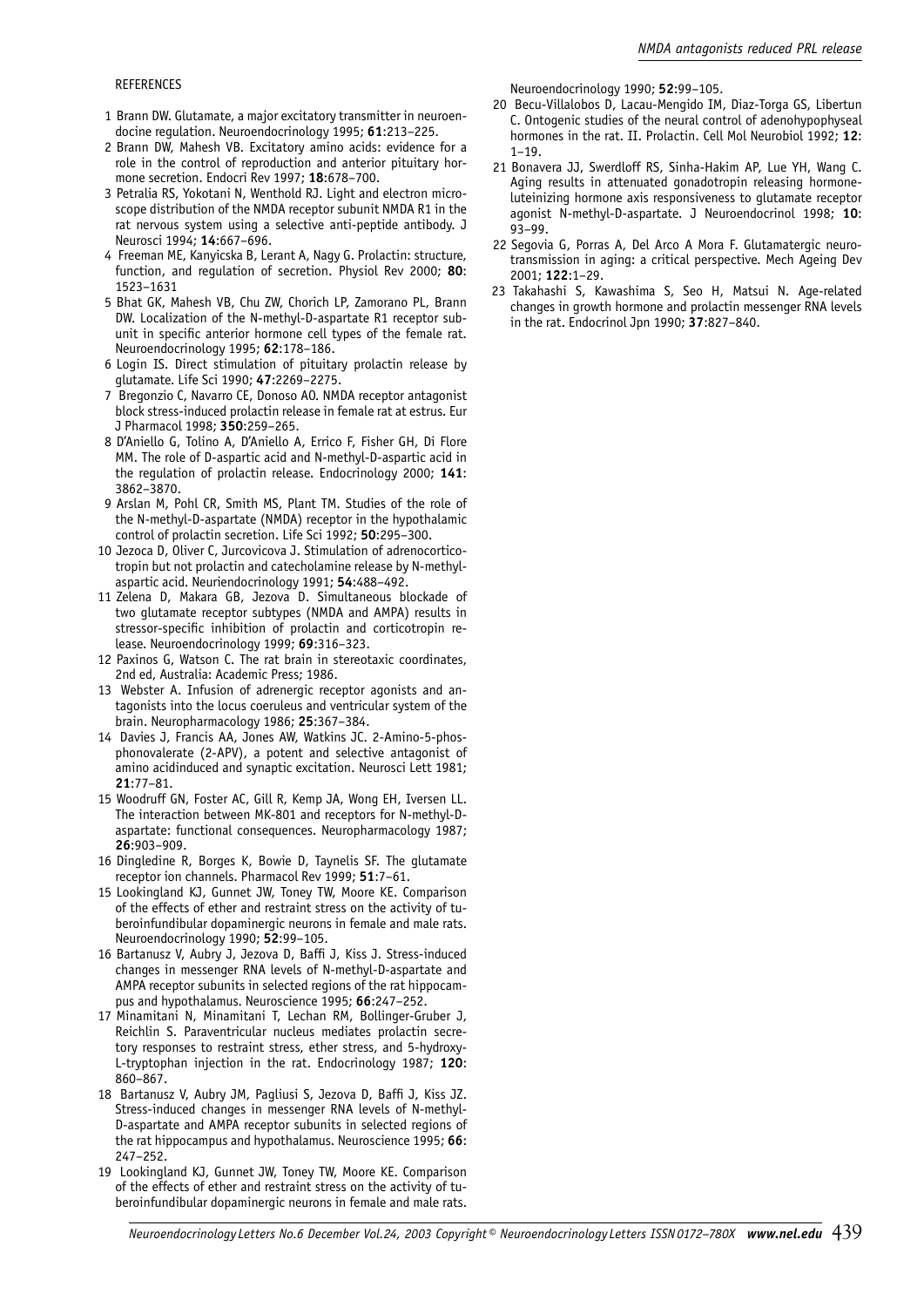REFERENCES

1 Brann DW. Glutamate, a major excitatory transmitter in neuroendocrine regulation. Neuroendocrinology 1995; **61**:213–225.
2 Brann DW, Mahesh VB. Excitatory amino acids: evidence for a role in the control of reproduction and anterior pituitary hormone secretion. Endocri Rev 1997; **18**:678–700.
3 Petralia RS, Yokotani N, Wenthold RJ. Light and electron microscope distribution of the NMDA receptor subunit NMDA R1 in the rat nervous system using a selective anti-peptide antibody. J Neurosci 1994; **14**:667–696.
4 Freeman ME, Kanyicska B, Lerant A, Nagy G. Prolactin: structure, function, and regulation of secretion. Physiol Rev 2000; **80**: 1523–1631
5 Bhat GK, Mahesh VB, Chu ZW, Chorich LP, Zamorano PL, Brann DW. Localization of the N-methyl-D-aspartate R1 receptor subunit in specific anterior hormone cell types of the female rat. Neuroendocrinology 1995; **62**:178–186.
6 Login IS. Direct stimulation of pituitary prolactin release by glutamate. Life Sci 1990; **47**:2269–2275.
7 Bregonzio C, Navarro CE, Donoso AO. NMDA receptor antagonist block stress-induced prolactin release in female rat at estrus. Eur J Pharmacol 1998; **350**:259–265.
8 D'Aniello G, Tolino A, D'Aniello A, Errico F, Fisher GH, Di Flore MM. The role of D-aspartic acid and N-methyl-D-aspartic acid in the regulation of prolactin release. Endocrinology 2000; **141**: 3862–3870.
9 Arslan M, Pohl CR, Smith MS, Plant TM. Studies of the role of the N-methyl-D-aspartate (NMDA) receptor in the hypothalamic control of prolactin secretion. Life Sci 1992; **50**:295–300.
10 Jezoca D, Oliver C, Jurcovicova J. Stimulation of adrenocorticotropin but not prolactin and catecholamine release by N-methyl-aspartic acid. Neuriendocrinology 1991; **54**:488–492.
11 Zelena D, Makara GB, Jezova D. Simultaneous blockade of two glutamate receptor subtypes (NMDA and AMPA) results in stressor-specific inhibition of prolactin and corticotropin release. Neuroendocrinology 1999; **69**:316–323.
12 Paxinos G, Watson C. The rat brain in stereotaxic coordinates, 2nd ed, Australia: Academic Press; 1986.
13 Webster A. Infusion of adrenergic receptor agonists and antagonists into the locus coeruleus and ventricular system of the brain. Neuropharmacology 1986; **25**:367–384.
14 Davies J, Francis AA, Jones AW, Watkins JC. 2-Amino-5-phosphonovalerate (2-APV), a potent and selective antagonist of amino acidinduced and synaptic excitation. Neurosci Lett 1981; **21**:77–81.
15 Woodruff GN, Foster AC, Gill R, Kemp JA, Wong EH, Iversen LL. The interaction between MK-801 and receptors for N-methyl-D-aspartate: functional consequences. Neuropharmacology 1987; **26**:903–909.
16 Dingledine R, Borges K, Bowie D, Taynelis SF. The glutamate receptor ion channels. Pharmacol Rev 1999; **51**:7–61.
15 Lookingland KJ, Gunnet JW, Toney TW, Moore KE. Comparison of the effects of ether and restraint stress on the activity of tuberoinfundibular dopaminergic neurons in female and male rats. Neuroendocrinology 1990; **52**:99–105.
16 Bartanusz V, Aubry J, Jezova D, Baffi J, Kiss J. Stress-induced changes in messenger RNA levels of N-methyl-D-aspartate and AMPA receptor subunits in selected regions of the rat hippocampus and hypothalamus. Neuroscience 1995; **66**:247–252.
17 Minamitani N, Minamitani T, Lechan RM, Bollinger-Gruber J, Reichlin S. Paraventricular nucleus mediates prolactin secretory responses to restraint stress, ether stress, and 5-hydroxy-L-tryptophan injection in the rat. Endocrinology 1987; **120**: 860–867.
18 Bartanusz V, Aubry JM, Pagliusi S, Jezova D, Baffi J, Kiss JZ. Stress-induced changes in messenger RNA levels of N-methyl-D-aspartate and AMPA receptor subunits in selected regions of the rat hippocampus and hypothalamus. Neuroscience 1995; **66**: 247–252.
19 Lookingland KJ, Gunnet JW, Toney TW, Moore KE. Comparison of the effects of ether and restraint stress on the activity of tuberoinfundibular dopaminergic neurons in female and male rats. Neuroendocrinology 1990; **52**:99–105.
20 Becu-Villalobos D, Lacau-Mengido IM, Diaz-Torga GS, Libertun C. Ontogenic studies of the neural control of adenohypophyseal hormones in the rat. II. Prolactin. Cell Mol Neurobiol 1992; **12**: 1–19.
21 Bonavera JJ, Swerdloff RS, Sinha-Hakim AP, Lue YH, Wang C. Aging results in attenuated gonadotropin releasing hormone-luteinizing hormone axis responsiveness to glutamate receptor agonist N-methyl-D-aspartate. J Neuroendocrinol 1998; **10**: 93–99.
22 Segovia G, Porras A, Del Arco A Mora F. Glutamatergic neurotransmission in aging: a critical perspective. Mech Ageing Dev 2001; **122**:1–29.
23 Takahashi S, Kawashima S, Seo H, Matsui N. Age-related changes in growth hormone and prolactin messenger RNA levels in the rat. Endocrinol Jpn 1990; **37**:827–840.